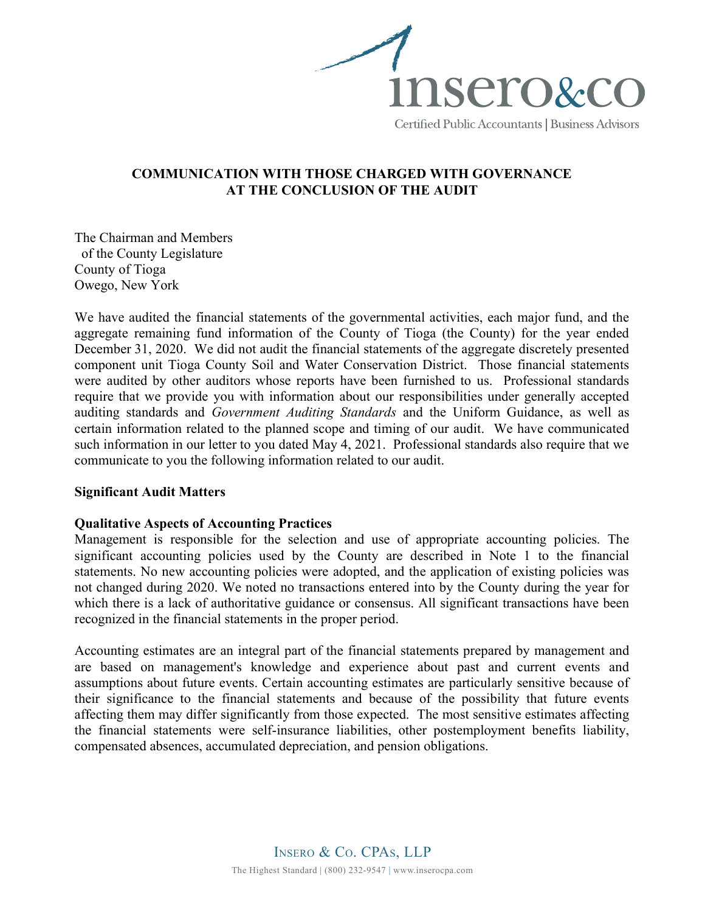# COMMUNICATION WITH THOSE CHARGED WITH GOVERNANCE AT THE CONCLUSION OF THE AUDIT

The Chairman and Members
of the County Legislature
County of Tioga
Owego, New York

We have audited the financial statements of the governmental activities, each major fund, and the aggregate remaining fund information of the County of Tioga (the County) for the year ended December 31, 2020. We did not audit the financial statements of the aggregate discretely presented component unit Tioga County Soil and Water Conservation District. Those financial statements were audited by other auditors whose reports have been furnished to us. Professional standards require that we provide you with information about our responsibilities under generally accepted auditing standards and *Government Auditing Standards* and the Uniform Guidance, as well as certain information related to the planned scope and timing of our audit. We have communicated such information in our letter to you dated May 4, 2021. Professional standards also require that we communicate to you the following information related to our audit.

## Significant Audit Matters

### Qualitative Aspects of Accounting Practices

Management is responsible for the selection and use of appropriate accounting policies. The significant accounting policies used by the County are described in Note 1 to the financial statements. No new accounting policies were adopted, and the application of existing policies was not changed during 2020. We noted no transactions entered into by the County during the year for which there is a lack of authoritative guidance or consensus. All significant transactions have been recognized in the financial statements in the proper period.

Accounting estimates are an integral part of the financial statements prepared by management and are based on management's knowledge and experience about past and current events and assumptions about future events. Certain accounting estimates are particularly sensitive because of their significance to the financial statements and because of the possibility that future events affecting them may differ significantly from those expected. The most sensitive estimates affecting the financial statements were self-insurance liabilities, other postemployment benefits liability, compensated absences, accumulated depreciation, and pension obligations.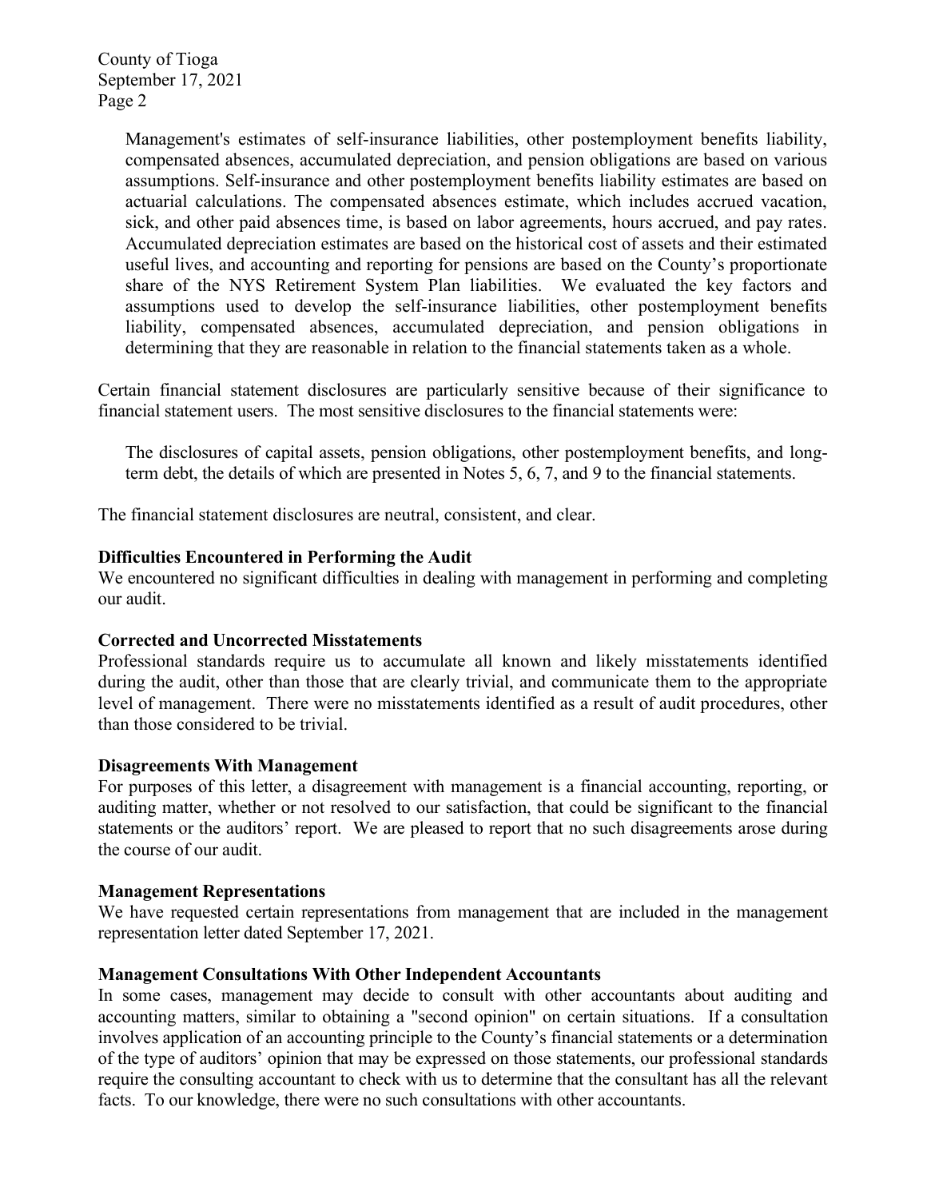Management's estimates of self-insurance liabilities, other postemployment benefits liability, compensated absences, accumulated depreciation, and pension obligations are based on various assumptions. Self-insurance and other postemployment benefits liability estimates are based on actuarial calculations. The compensated absences estimate, which includes accrued vacation, sick, and other paid absences time, is based on labor agreements, hours accrued, and pay rates. Accumulated depreciation estimates are based on the historical cost of assets and their estimated useful lives, and accounting and reporting for pensions are based on the County's proportionate share of the NYS Retirement System Plan liabilities. We evaluated the key factors and assumptions used to develop the self-insurance liabilities, other postemployment benefits liability, compensated absences, accumulated depreciation, and pension obligations in determining that they are reasonable in relation to the financial statements taken as a whole.

Certain financial statement disclosures are particularly sensitive because of their significance to financial statement users. The most sensitive disclosures to the financial statements were:

The disclosures of capital assets, pension obligations, other postemployment benefits, and long-term debt, the details of which are presented in Notes 5, 6, 7, and 9 to the financial statements.

The financial statement disclosures are neutral, consistent, and clear.

**Difficulties Encountered in Performing the Audit**

We encountered no significant difficulties in dealing with management in performing and completing our audit.

**Corrected and Uncorrected Misstatements**

Professional standards require us to accumulate all known and likely misstatements identified during the audit, other than those that are clearly trivial, and communicate them to the appropriate level of management. There were no misstatements identified as a result of audit procedures, other than those considered to be trivial.

**Disagreements With Management**

For purposes of this letter, a disagreement with management is a financial accounting, reporting, or auditing matter, whether or not resolved to our satisfaction, that could be significant to the financial statements or the auditors' report. We are pleased to report that no such disagreements arose during the course of our audit.

**Management Representations**

We have requested certain representations from management that are included in the management representation letter dated September 17, 2021.

**Management Consultations With Other Independent Accountants**

In some cases, management may decide to consult with other accountants about auditing and accounting matters, similar to obtaining a "second opinion" on certain situations. If a consultation involves application of an accounting principle to the County's financial statements or a determination of the type of auditors' opinion that may be expressed on those statements, our professional standards require the consulting accountant to check with us to determine that the consultant has all the relevant facts. To our knowledge, there were no such consultations with other accountants.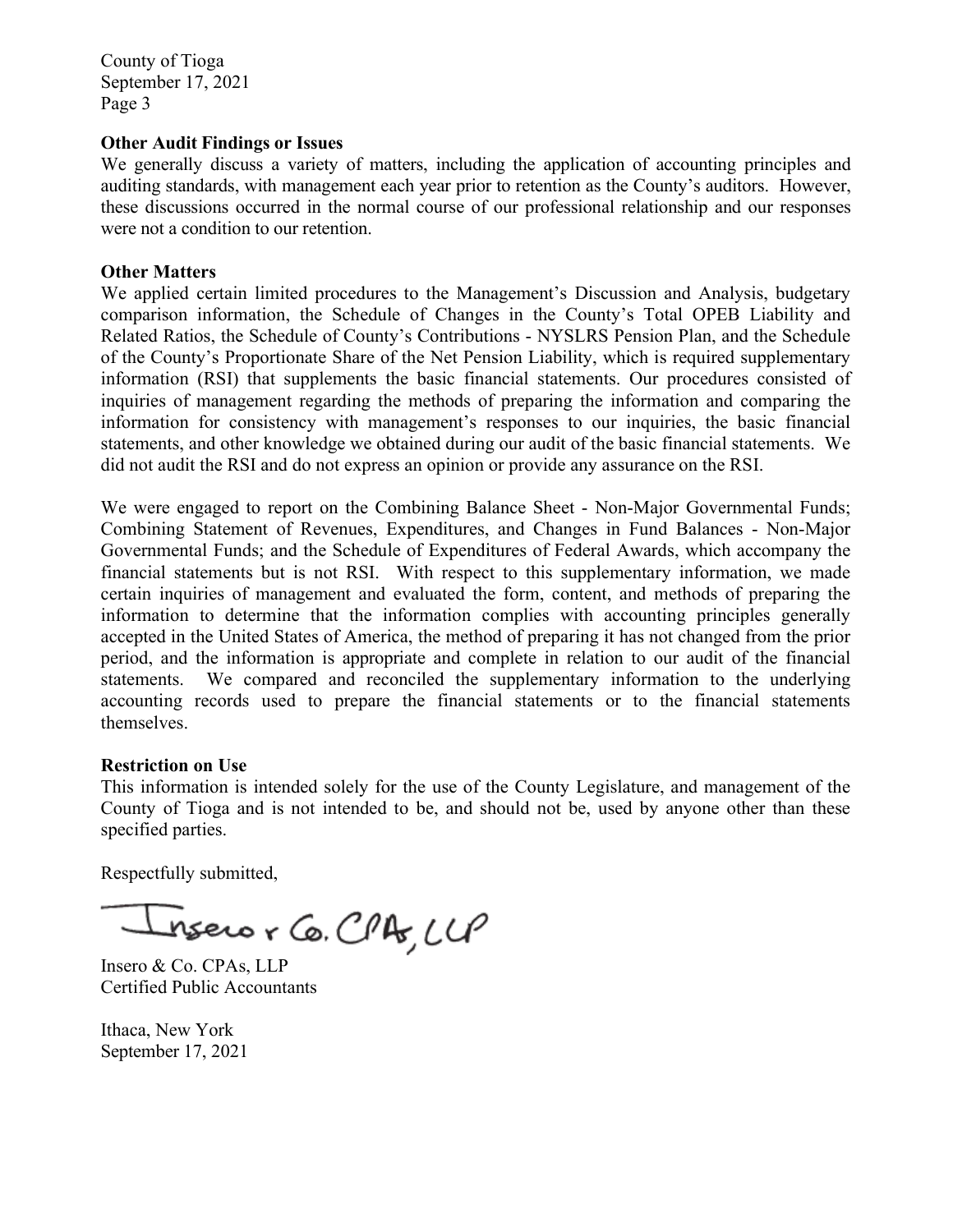County of Tioga
September 17, 2021

**Other Audit Findings or Issues**

We generally discuss a variety of matters, including the application of accounting principles and auditing standards, with management each year prior to retention as the County's auditors. However, these discussions occurred in the normal course of our professional relationship and our responses were not a condition to our retention.

**Other Matters**

We applied certain limited procedures to the Management's Discussion and Analysis, budgetary comparison information, the Schedule of Changes in the County's Total OPEB Liability and Related Ratios, the Schedule of County's Contributions - NYSLRS Pension Plan, and the Schedule of the County's Proportionate Share of the Net Pension Liability, which is required supplementary information (RSI) that supplements the basic financial statements. Our procedures consisted of inquiries of management regarding the methods of preparing the information and comparing the information for consistency with management's responses to our inquiries, the basic financial statements, and other knowledge we obtained during our audit of the basic financial statements. We did not audit the RSI and do not express an opinion or provide any assurance on the RSI.

We were engaged to report on the Combining Balance Sheet - Non-Major Governmental Funds; Combining Statement of Revenues, Expenditures, and Changes in Fund Balances - Non-Major Governmental Funds; and the Schedule of Expenditures of Federal Awards, which accompany the financial statements but is not RSI. With respect to this supplementary information, we made certain inquiries of management and evaluated the form, content, and methods of preparing the information to determine that the information complies with accounting principles generally accepted in the United States of America, the method of preparing it has not changed from the prior period, and the information is appropriate and complete in relation to our audit of the financial statements. We compared and reconciled the supplementary information to the underlying accounting records used to prepare the financial statements or to the financial statements themselves.

**Restriction on Use**

This information is intended solely for the use of the County Legislature, and management of the County of Tioga and is not intended to be, and should not be, used by anyone other than these specified parties.

Respectfully submitted,

Insero & Co. CPAs, LLP

Insero & Co. CPAs, LLP
Certified Public Accountants

Ithaca, New York
September 17, 2021